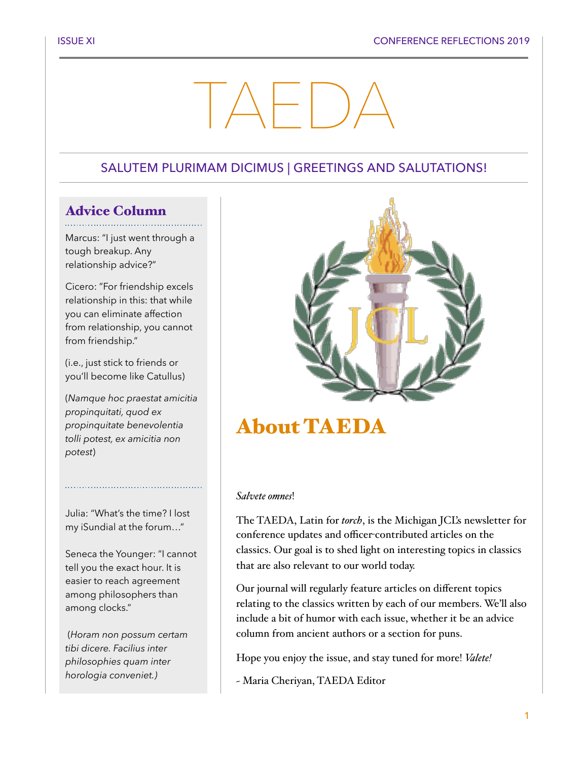# TAEDA

## SALUTEM PLURIMAM DICIMUS | GREETINGS AND SALUTATIONS!

### Advice Column

Marcus: "I just went through a tough breakup. Any relationship advice?"

Cicero: "For friendship excels relationship in this: that while you can eliminate affection from relationship, you cannot from friendship."

(i.e., just stick to friends or you'll become like Catullus)

(*Namque hoc praestat amicitia propinquitati, quod ex propinquitate benevolentia tolli potest, ex amicitia non potest*)

Julia: "What's the time? I lost my iSundial at the forum…"

Seneca the Younger: "I cannot tell you the exact hour. It is easier to reach agreement among philosophers than among clocks."

(*Horam non possum certam tibi dicere. Facilius inter philosophies quam inter horologia conveniet.*)

## About TAEDA

*Salvete omnes*!

The TAEDA, Latin for ***torch***, is the Michigan JCL's newsletter for conference updates and officer-contributed articles on the classics. Our goal is to shed light on interesting topics in classics that are also relevant to our world today.

Our journal will regularly feature articles on different topics relating to the classics written by each of our members. We'll also include a bit of humor with each issue, whether it be an advice column from ancient authors or a section for puns.

Hope you enjoy the issue, and stay tuned for more! *Valete!*

- Maria Cheriyan, TAEDA Editor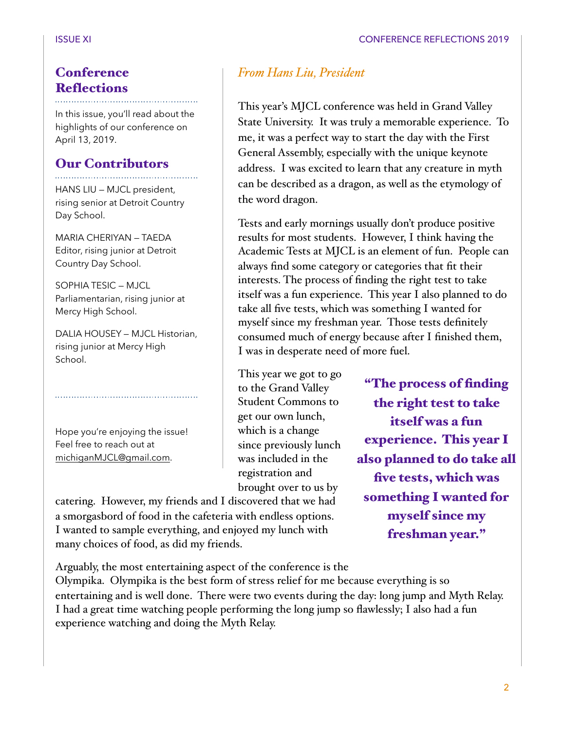## Conference Reflections

In this issue, you'll read about the highlights of our conference on April 13, 2019.

## Our Contributors

HANS LIU – MJCL president, rising senior at Detroit Country Day School.

MARIA CHERIYAN – TAEDA Editor, rising junior at Detroit Country Day School.

SOPHIA TESIC – MJCL Parliamentarian, rising junior at Mercy High School.

DALIA HOUSEY – MJCL Historian, rising junior at Mercy High School.

Hope you're enjoying the issue! Feel free to reach out at michiganMJCL@gmail.com.

### *From Hans Liu, President*

This year's MJCL conference was held in Grand Valley State University. It was truly a memorable experience. To me, it was a perfect way to start the day with the First General Assembly, especially with the unique keynote address. I was excited to learn that any creature in myth can be described as a dragon, as well as the etymology of the word dragon.

Tests and early mornings usually don't produce positive results for most students. However, I think having the Academic Tests at MJCL is an element of fun. People can always find some category or categories that fit their interests. The process of finding the right test to take itself was a fun experience. This year I also planned to do take all five tests, which was something I wanted for myself since my freshman year. Those tests definitely consumed much of energy because after I finished them, I was in desperate need of more fuel.

> **"The process of finding the right test to take itself was a fun experience. This year I also planned to do take all five tests, which was something I wanted for myself since my freshman year."**

This year we got to go to the Grand Valley Student Commons to get our own lunch, which is a change since previously lunch was included in the registration and brought over to us by catering. However, my friends and I discovered that we had a smorgasbord of food in the cafeteria with endless options. I wanted to sample everything, and enjoyed my lunch with many choices of food, as did my friends.

Arguably, the most entertaining aspect of the conference is the Olympika. Olympika is the best form of stress relief for me because everything is so entertaining and is well done. There were two events during the day: long jump and Myth Relay. I had a great time watching people performing the long jump so flawlessly; I also had a fun experience watching and doing the Myth Relay.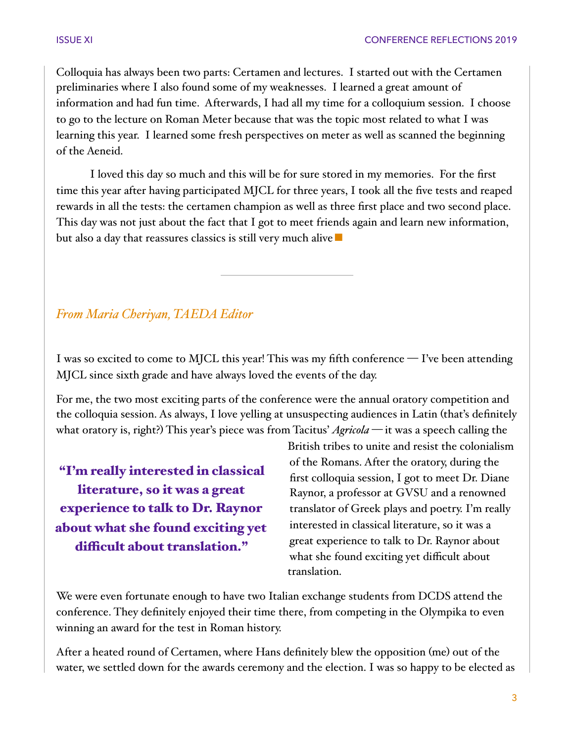Colloquia has always been two parts: Certamen and lectures. I started out with the Certamen preliminaries where I also found some of my weaknesses. I learned a great amount of information and had fun time. Afterwards, I had all my time for a colloquium session. I choose to go to the lecture on Roman Meter because that was the topic most related to what I was learning this year. I learned some fresh perspectives on meter as well as scanned the beginning of the Aeneid.

I loved this day so much and this will be for sure stored in my memories. For the first time this year after having participated MJCL for three years, I took all the five tests and reaped rewards in all the tests: the certamen champion as well as three first place and two second place. This day was not just about the fact that I got to meet friends again and learn new information, but also a day that reassures classics is still very much alive ■

---

*From Maria Cheriyan, TAEDA Editor*

I was so excited to come to MJCL this year! This was my fifth conference — I've been attending MJCL since sixth grade and have always loved the events of the day.

For me, the two most exciting parts of the conference were the annual oratory competition and the colloquia session. As always, I love yelling at unsuspecting audiences in Latin (that's definitely what oratory is, right?) This year's piece was from Tacitus' *Agricola* — it was a speech calling the British tribes to unite and resist the colonialism of the Romans. After the oratory, during the first colloquia session, I got to meet Dr. Diane Raynor, a professor at GVSU and a renowned translator of Greek plays and poetry. I'm really interested in classical literature, so it was a great experience to talk to Dr. Raynor about what she found exciting yet difficult about translation.

> **"I'm really interested in classical literature, so it was a great experience to talk to Dr. Raynor about what she found exciting yet difficult about translation."**

We were even fortunate enough to have two Italian exchange students from DCDS attend the conference. They definitely enjoyed their time there, from competing in the Olympika to even winning an award for the test in Roman history.

After a heated round of Certamen, where Hans definitely blew the opposition (me) out of the water, we settled down for the awards ceremony and the election. I was so happy to be elected as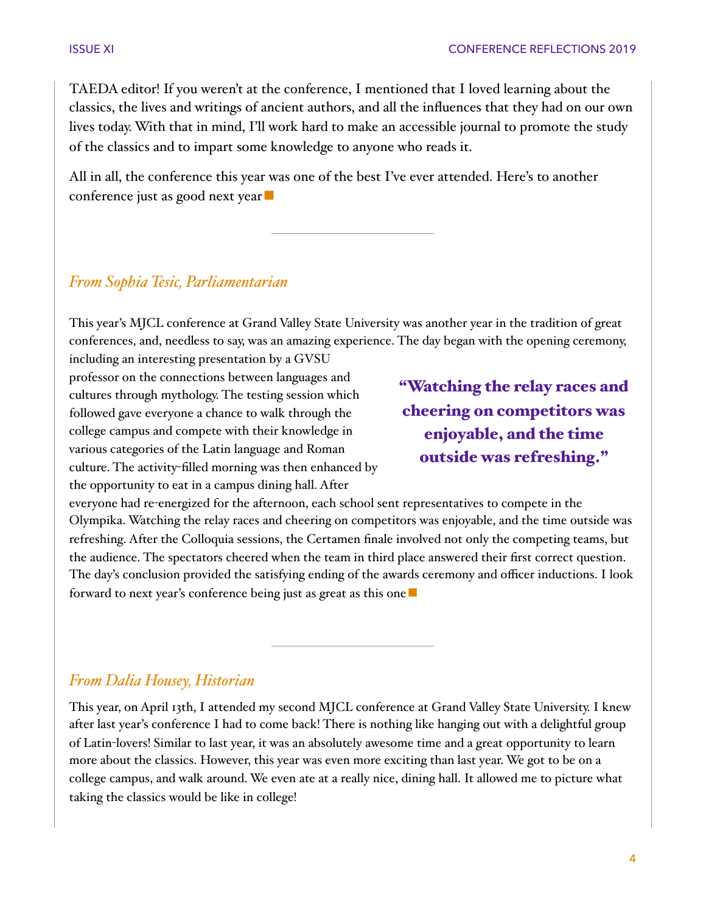TAEDA editor! If you weren't at the conference, I mentioned that I loved learning about the classics, the lives and writings of ancient authors, and all the influences that they had on our own lives today. With that in mind, I'll work hard to make an accessible journal to promote the study of the classics and to impart some knowledge to anyone who reads it.

All in all, the conference this year was one of the best I've ever attended. Here's to another conference just as good next year ■

---

### *From Sophia Tesic, Parliamentarian*

This year's MJCL conference at Grand Valley State University was another year in the tradition of great conferences, and, needless to say, was an amazing experience. The day began with the opening ceremony, including an interesting presentation by a GVSU professor on the connections between languages and cultures through mythology. The testing session which followed gave everyone a chance to walk through the college campus and compete with their knowledge in various categories of the Latin language and Roman culture. The activity-filled morning was then enhanced by the opportunity to eat in a campus dining hall. After everyone had re-energized for the afternoon, each school sent representatives to compete in the Olympika. Watching the relay races and cheering on competitors was enjoyable, and the time outside was refreshing. After the Colloquia sessions, the Certamen finale involved not only the competing teams, but the audience. The spectators cheered when the team in third place answered their first correct question. The day's conclusion provided the satisfying ending of the awards ceremony and officer inductions. I look forward to next year's conference being just as great as this one ■

> **"Watching the relay races and cheering on competitors was enjoyable, and the time outside was refreshing."**

---

### *From Dalia Housey, Historian*

This year, on April 13th, I attended my second MJCL conference at Grand Valley State University. I knew after last year's conference I had to come back! There is nothing like hanging out with a delightful group of Latin-lovers! Similar to last year, it was an absolutely awesome time and a great opportunity to learn more about the classics. However, this year was even more exciting than last year. We got to be on a college campus, and walk around. We even ate at a really nice, dining hall. It allowed me to picture what taking the classics would be like in college!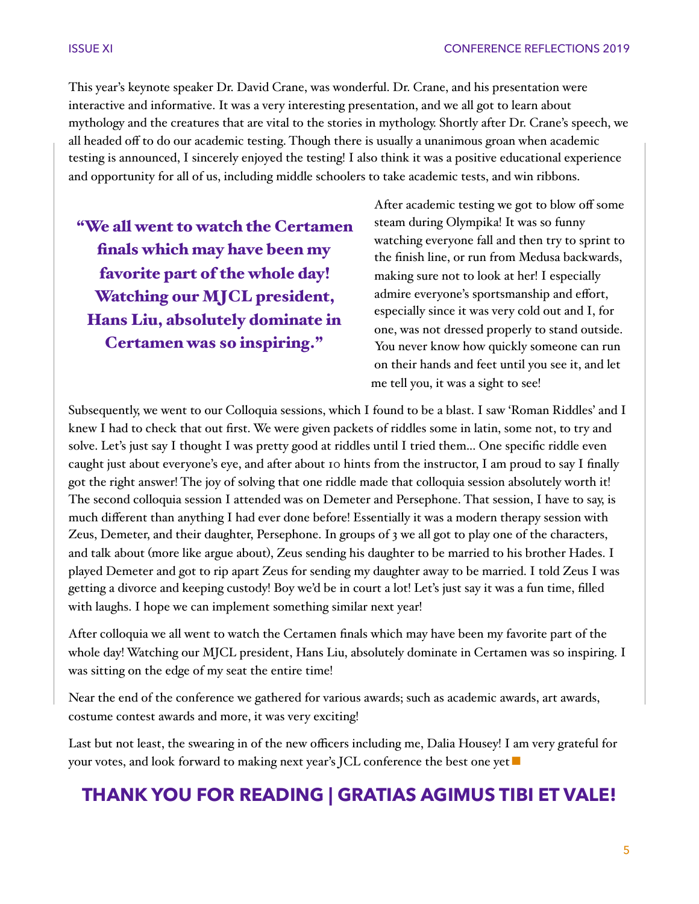This year's keynote speaker Dr. David Crane, was wonderful. Dr. Crane, and his presentation were interactive and informative. It was a very interesting presentation, and we all got to learn about mythology and the creatures that are vital to the stories in mythology. Shortly after Dr. Crane's speech, we all headed off to do our academic testing. Though there is usually a unanimous groan when academic testing is announced, I sincerely enjoyed the testing! I also think it was a positive educational experience and opportunity for all of us, including middle schoolers to take academic tests, and win ribbons.

> **"We all went to watch the Certamen finals which may have been my favorite part of the whole day! Watching our MJCL president, Hans Liu, absolutely dominate in Certamen was so inspiring."**

After academic testing we got to blow off some steam during Olympika! It was so funny watching everyone fall and then try to sprint to the finish line, or run from Medusa backwards, making sure not to look at her! I especially admire everyone's sportsmanship and effort, especially since it was very cold out and I, for one, was not dressed properly to stand outside. You never know how quickly someone can run on their hands and feet until you see it, and let me tell you, it was a sight to see!

Subsequently, we went to our Colloquia sessions, which I found to be a blast. I saw 'Roman Riddles' and I knew I had to check that out first. We were given packets of riddles some in latin, some not, to try and solve. Let's just say I thought I was pretty good at riddles until I tried them... One specific riddle even caught just about everyone's eye, and after about 10 hints from the instructor, I am proud to say I finally got the right answer! The joy of solving that one riddle made that colloquia session absolutely worth it! The second colloquia session I attended was on Demeter and Persephone. That session, I have to say, is much different than anything I had ever done before! Essentially it was a modern therapy session with Zeus, Demeter, and their daughter, Persephone. In groups of 3 we all got to play one of the characters, and talk about (more like argue about), Zeus sending his daughter to be married to his brother Hades. I played Demeter and got to rip apart Zeus for sending my daughter away to be married. I told Zeus I was getting a divorce and keeping custody! Boy we'd be in court a lot! Let's just say it was a fun time, filled with laughs. I hope we can implement something similar next year!

After colloquia we all went to watch the Certamen finals which may have been my favorite part of the whole day! Watching our MJCL president, Hans Liu, absolutely dominate in Certamen was so inspiring. I was sitting on the edge of my seat the entire time!

Near the end of the conference we gathered for various awards; such as academic awards, art awards, costume contest awards and more, it was very exciting!

Last but not least, the swearing in of the new officers including me, Dalia Housey! I am very grateful for your votes, and look forward to making next year's JCL conference the best one yet ■

## THANK YOU FOR READING | GRATIAS AGIMUS TIBI ET VALE!